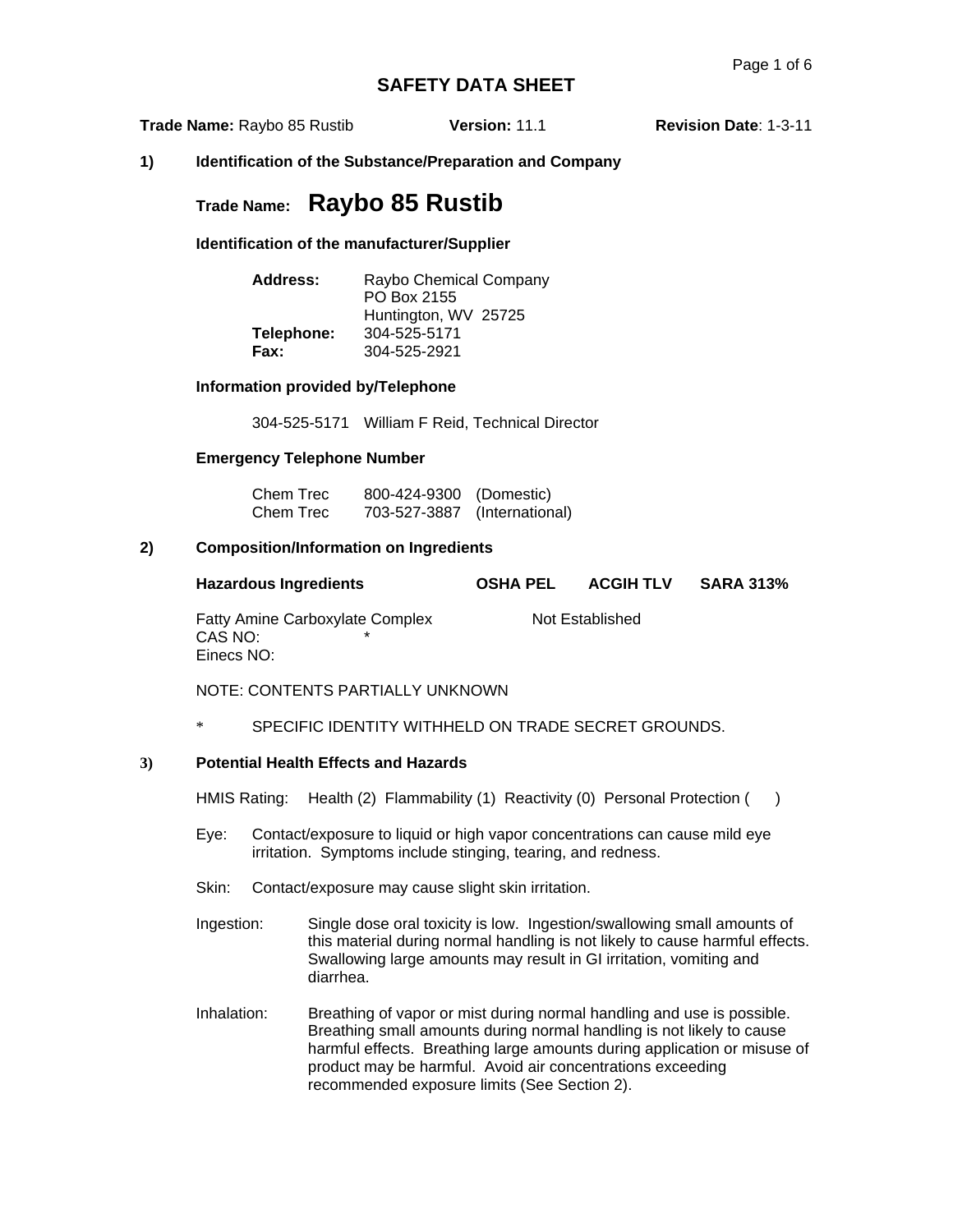# SAFETY DATA SHEET

**Trade Name:** Raybo 85 Rustib **Version:** 11.1 **Revision Date**: 1-3-11

## 1) Identification of the Substance/Preparation and Company

**Trade Name: Raybo 85 Rustib**

**Identification of the manufacturer/Supplier**

**Address:** Raybo Chemical Company
PO Box 2155
Huntington, WV 25725
**Telephone:** 304-525-5171
**Fax:** 304-525-2921

**Information provided by/Telephone**

304-525-5171 William F Reid, Technical Director

**Emergency Telephone Number**

Chem Trec 800-424-9300 (Domestic)
Chem Trec 703-527-3887 (International)

## 2) Composition/Information on Ingredients

| Hazardous Ingredients | OSHA PEL | ACGIH TLV | SARA 313% |
|---|---|---|---|
| Fatty Amine Carboxylate Complex<br>CAS NO: *<br>Einecs NO: | Not Established | | |

NOTE: CONTENTS PARTIALLY UNKNOWN

\* SPECIFIC IDENTITY WITHHELD ON TRADE SECRET GROUNDS.

## 3) Potential Health Effects and Hazards

HMIS Rating: Health (2) Flammability (1) Reactivity (0) Personal Protection ( )

Eye: Contact/exposure to liquid or high vapor concentrations can cause mild eye irritation. Symptoms include stinging, tearing, and redness.

Skin: Contact/exposure may cause slight skin irritation.

Ingestion: Single dose oral toxicity is low. Ingestion/swallowing small amounts of this material during normal handling is not likely to cause harmful effects. Swallowing large amounts may result in GI irritation, vomiting and diarrhea.

Inhalation: Breathing of vapor or mist during normal handling and use is possible. Breathing small amounts during normal handling is not likely to cause harmful effects. Breathing large amounts during application or misuse of product may be harmful. Avoid air concentrations exceeding recommended exposure limits (See Section 2).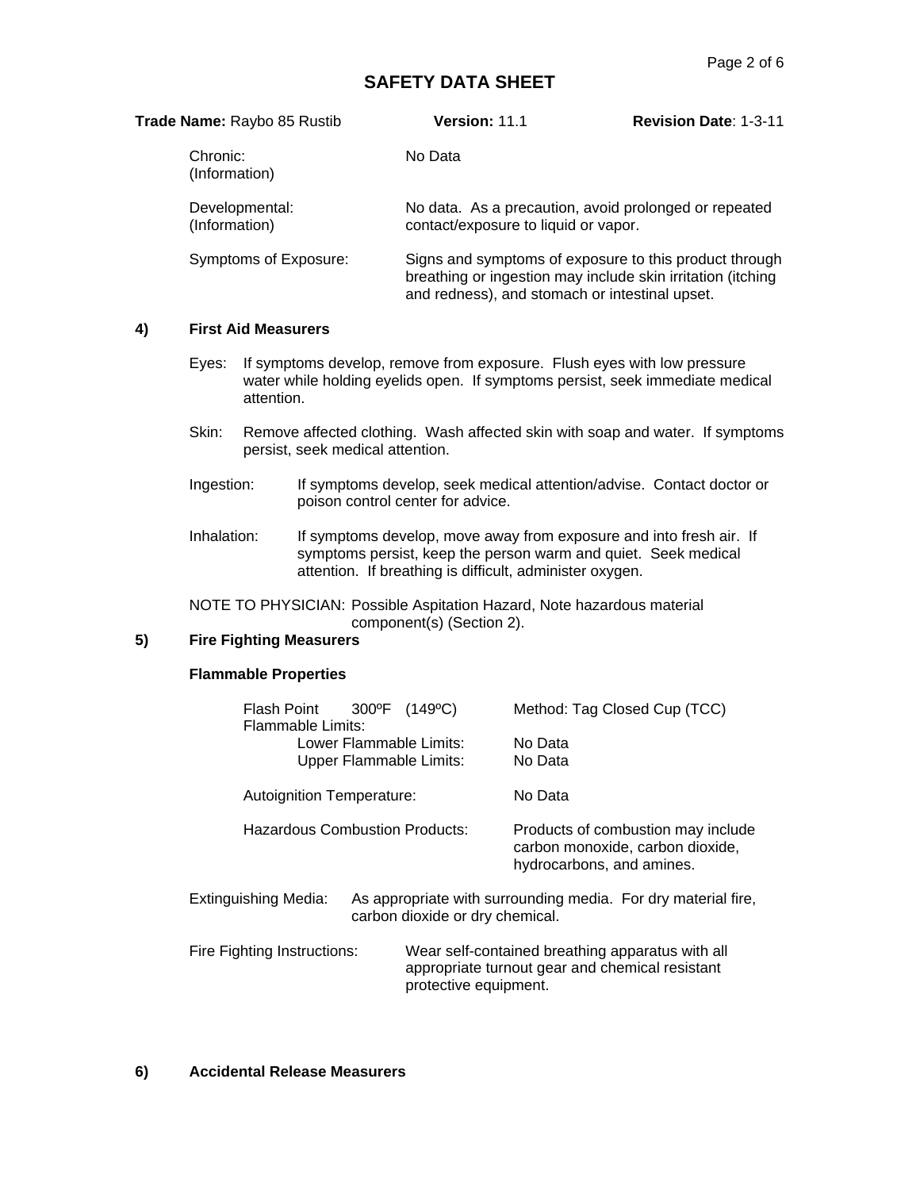# SAFETY DATA SHEET

**Trade Name:** Raybo 85 Rustib **Version:** 11.1 **Revision Date**: 1-3-11

Chronic: (Information) — No Data

Developmental: (Information) — No data. As a precaution, avoid prolonged or repeated contact/exposure to liquid or vapor.

Symptoms of Exposure: — Signs and symptoms of exposure to this product through breathing or ingestion may include skin irritation (itching and redness), and stomach or intestinal upset.

## 4) First Aid Measurers

Eyes: If symptoms develop, remove from exposure. Flush eyes with low pressure water while holding eyelids open. If symptoms persist, seek immediate medical attention.

Skin: Remove affected clothing. Wash affected skin with soap and water. If symptoms persist, seek medical attention.

Ingestion: If symptoms develop, seek medical attention/advise. Contact doctor or poison control center for advice.

Inhalation: If symptoms develop, move away from exposure and into fresh air. If symptoms persist, keep the person warm and quiet. Seek medical attention. If breathing is difficult, administer oxygen.

NOTE TO PHYSICIAN: Possible Aspitation Hazard, Note hazardous material component(s) (Section 2).

## 5) Fire Fighting Measurers

### Flammable Properties

Flash Point 300ºF (149ºC) — Method: Tag Closed Cup (TCC)

Flammable Limits:

- Lower Flammable Limits: No Data
- Upper Flammable Limits: No Data

Autoignition Temperature: No Data

Hazardous Combustion Products: Products of combustion may include carbon monoxide, carbon dioxide, hydrocarbons, and amines.

Extinguishing Media: As appropriate with surrounding media. For dry material fire, carbon dioxide or dry chemical.

Fire Fighting Instructions: Wear self-contained breathing apparatus with all appropriate turnout gear and chemical resistant protective equipment.

## 6) Accidental Release Measurers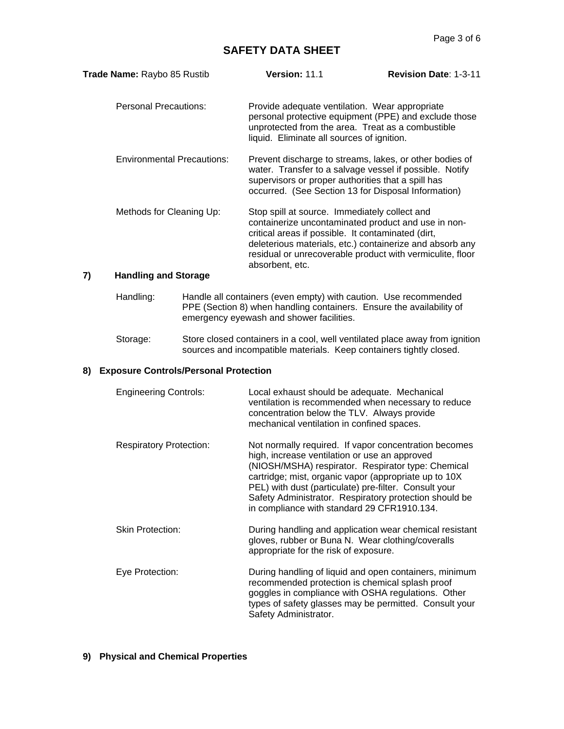**Trade Name:** Raybo 85 Rustib **Version:** 11.1 **Revision Date**: 1-3-11

Personal Precautions: Provide adequate ventilation. Wear appropriate personal protective equipment (PPE) and exclude those unprotected from the area. Treat as a combustible liquid. Eliminate all sources of ignition.

Environmental Precautions: Prevent discharge to streams, lakes, or other bodies of water. Transfer to a salvage vessel if possible. Notify supervisors or proper authorities that a spill has occurred. (See Section 13 for Disposal Information)

Methods for Cleaning Up: Stop spill at source. Immediately collect and containerize uncontaminated product and use in non-critical areas if possible. It contaminated (dirt, deleterious materials, etc.) containerize and absorb any residual or unrecoverable product with vermiculite, floor absorbent, etc.

## 7) Handling and Storage

Handling: Handle all containers (even empty) with caution. Use recommended PPE (Section 8) when handling containers. Ensure the availability of emergency eyewash and shower facilities.

Storage: Store closed containers in a cool, well ventilated place away from ignition sources and incompatible materials. Keep containers tightly closed.

## 8) Exposure Controls/Personal Protection

Engineering Controls: Local exhaust should be adequate. Mechanical ventilation is recommended when necessary to reduce concentration below the TLV. Always provide mechanical ventilation in confined spaces.

Respiratory Protection: Not normally required. If vapor concentration becomes high, increase ventilation or use an approved (NIOSH/MSHA) respirator. Respirator type: Chemical cartridge; mist, organic vapor (appropriate up to 10X PEL) with dust (particulate) pre-filter. Consult your Safety Administrator. Respiratory protection should be in compliance with standard 29 CFR1910.134.

Skin Protection: During handling and application wear chemical resistant gloves, rubber or Buna N. Wear clothing/coveralls appropriate for the risk of exposure.

Eye Protection: During handling of liquid and open containers, minimum recommended protection is chemical splash proof goggles in compliance with OSHA regulations. Other types of safety glasses may be permitted. Consult your Safety Administrator.

## 9) Physical and Chemical Properties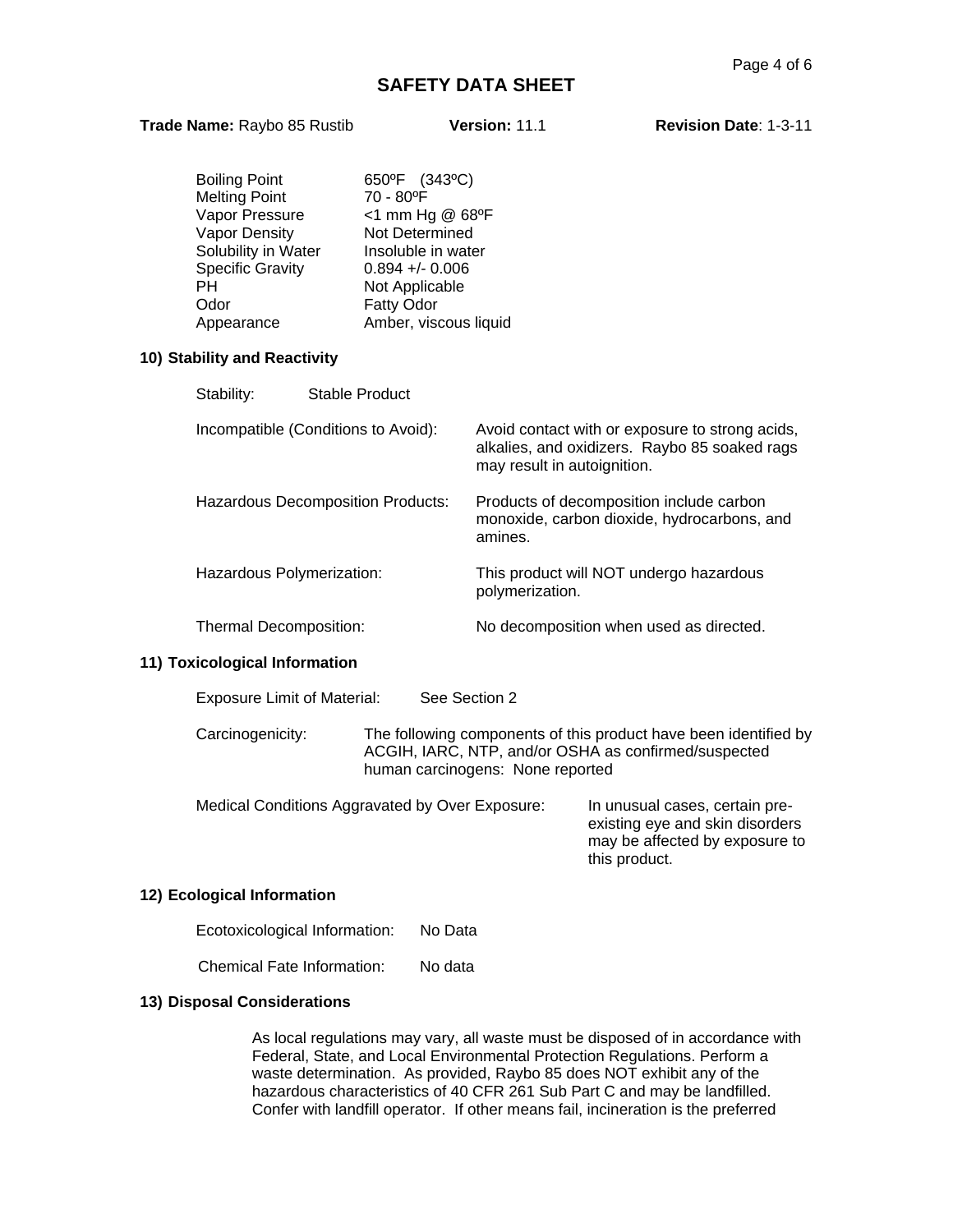# SAFETY DATA SHEET

**Trade Name:** Raybo 85 Rustib **Version:** 11.1 **Revision Date**: 1-3-11

| | |
|---|---|
| Boiling Point | 650ºF (343ºC) |
| Melting Point | 70 - 80ºF |
| Vapor Pressure | <1 mm Hg @ 68ºF |
| Vapor Density | Not Determined |
| Solubility in Water | Insoluble in water |
| Specific Gravity | 0.894 +/- 0.006 |
| PH | Not Applicable |
| Odor | Fatty Odor |
| Appearance | Amber, viscous liquid |

## 10) Stability and Reactivity

Stability: Stable Product

Incompatible (Conditions to Avoid): Avoid contact with or exposure to strong acids, alkalies, and oxidizers. Raybo 85 soaked rags may result in autoignition.

Hazardous Decomposition Products: Products of decomposition include carbon monoxide, carbon dioxide, hydrocarbons, and amines.

Hazardous Polymerization: This product will NOT undergo hazardous polymerization.

Thermal Decomposition: No decomposition when used as directed.

## 11) Toxicological Information

Exposure Limit of Material: See Section 2

Carcinogenicity: The following components of this product have been identified by ACGIH, IARC, NTP, and/or OSHA as confirmed/suspected human carcinogens: None reported

Medical Conditions Aggravated by Over Exposure: In unusual cases, certain pre-existing eye and skin disorders may be affected by exposure to this product.

## 12) Ecological Information

Ecotoxicological Information: No Data

Chemical Fate Information: No data

## 13) Disposal Considerations

As local regulations may vary, all waste must be disposed of in accordance with Federal, State, and Local Environmental Protection Regulations. Perform a waste determination. As provided, Raybo 85 does NOT exhibit any of the hazardous characteristics of 40 CFR 261 Sub Part C and may be landfilled. Confer with landfill operator. If other means fail, incineration is the preferred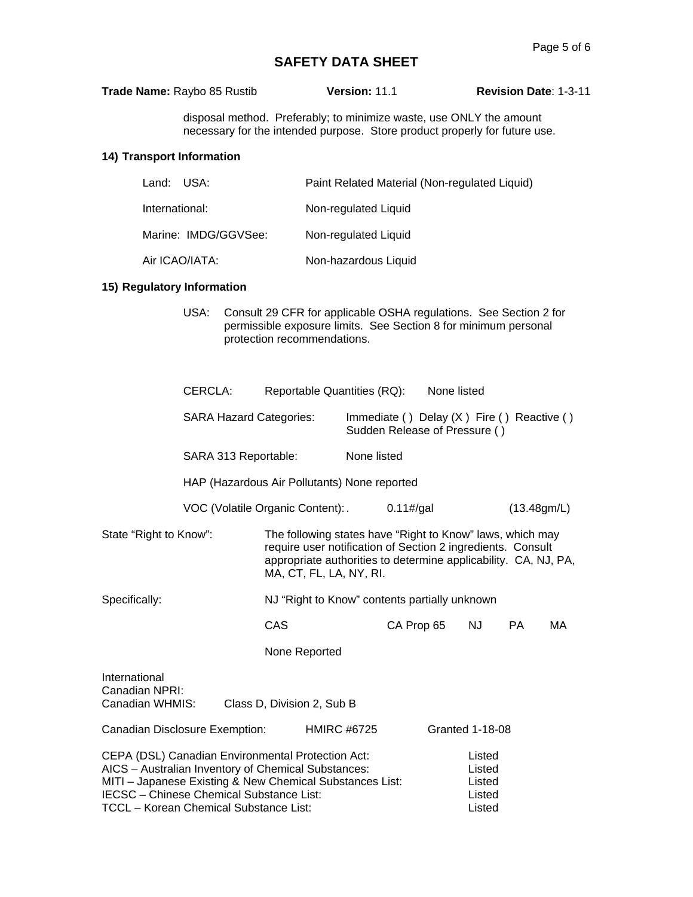**Trade Name:** Raybo 85 Rustib **Version:** 11.1 **Revision Date**: 1-3-11

disposal method. Preferably; to minimize waste, use ONLY the amount necessary for the intended purpose. Store product properly for future use.

## 14) Transport Information

| | |
|---|---|
| Land: USA: | Paint Related Material (Non-regulated Liquid) |
| International: | Non-regulated Liquid |
| Marine: IMDG/GGVSee: | Non-regulated Liquid |
| Air ICAO/IATA: | Non-hazardous Liquid |

## 15) Regulatory Information

USA: Consult 29 CFR for applicable OSHA regulations. See Section 2 for permissible exposure limits. See Section 8 for minimum personal protection recommendations.

CERCLA: Reportable Quantities (RQ): None listed

SARA Hazard Categories: Immediate ( ) Delay (X ) Fire ( ) Reactive ( ) Sudden Release of Pressure ( )

SARA 313 Reportable: None listed

HAP (Hazardous Air Pollutants) None reported

VOC (Volatile Organic Content): . 0.11#/gal (13.48gm/L)

State "Right to Know": The following states have "Right to Know" laws, which may require user notification of Section 2 ingredients. Consult appropriate authorities to determine applicability. CA, NJ, PA, MA, CT, FL, LA, NY, RI.

Specifically: NJ "Right to Know" contents partially unknown

| CAS | CA Prop 65 | NJ | PA | MA |
|---|---|---|---|---|
| None Reported | | | | |

International
Canadian NPRI:
Canadian WHMIS: Class D, Division 2, Sub B

Canadian Disclosure Exemption: HMIRC #6725 Granted 1-18-08

| | |
|---|---|
| CEPA (DSL) Canadian Environmental Protection Act: | Listed |
| AICS – Australian Inventory of Chemical Substances: | Listed |
| MITI – Japanese Existing & New Chemical Substances List: | Listed |
| IECSC – Chinese Chemical Substance List: | Listed |
| TCCL – Korean Chemical Substance List: | Listed |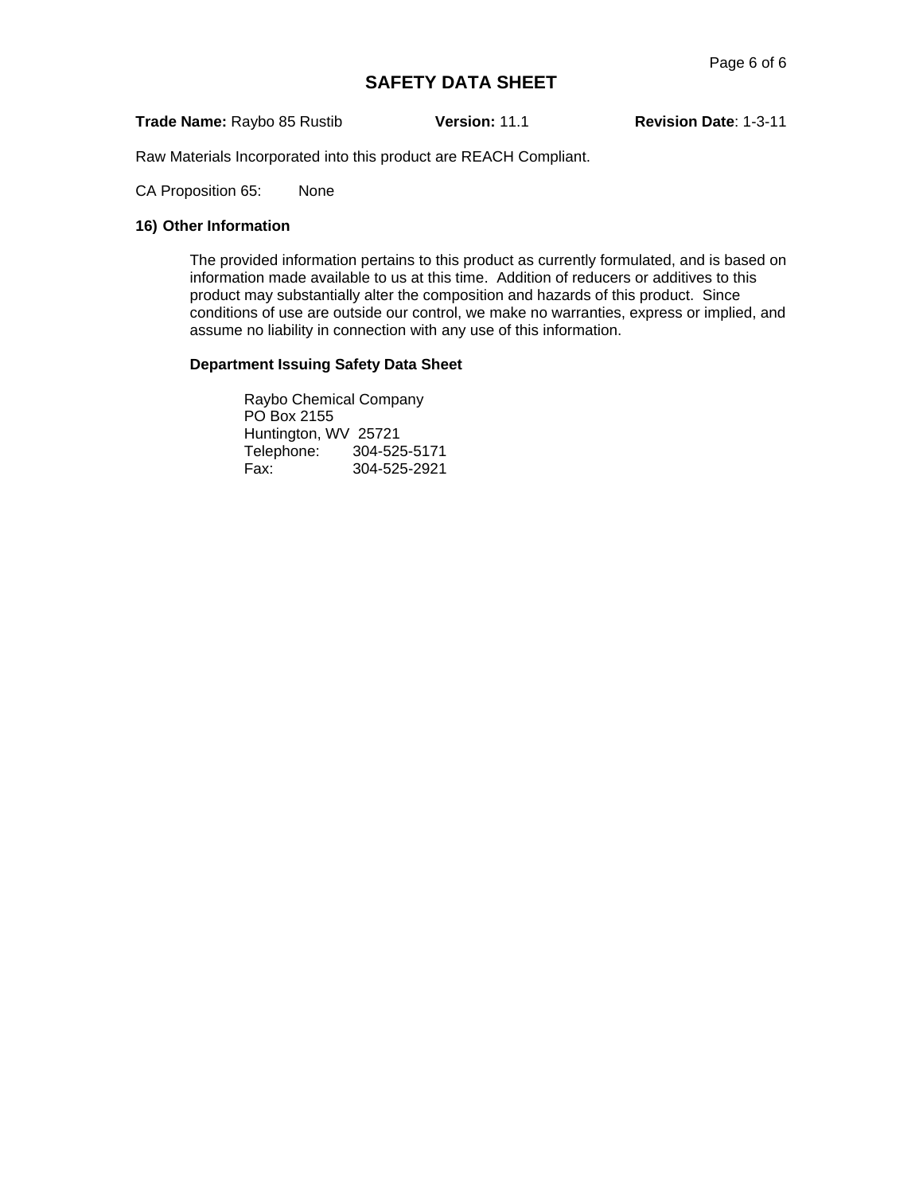**Trade Name:** Raybo 85 Rustib **Version:** 11.1 **Revision Date**: 1-3-11

Raw Materials Incorporated into this product are REACH Compliant.

CA Proposition 65: None

## 16) Other Information

The provided information pertains to this product as currently formulated, and is based on information made available to us at this time. Addition of reducers or additives to this product may substantially alter the composition and hazards of this product. Since conditions of use are outside our control, we make no warranties, express or implied, and assume no liability in connection with any use of this information.

**Department Issuing Safety Data Sheet**

Raybo Chemical Company
PO Box 2155
Huntington, WV 25721
Telephone: 304-525-5171
Fax: 304-525-2921